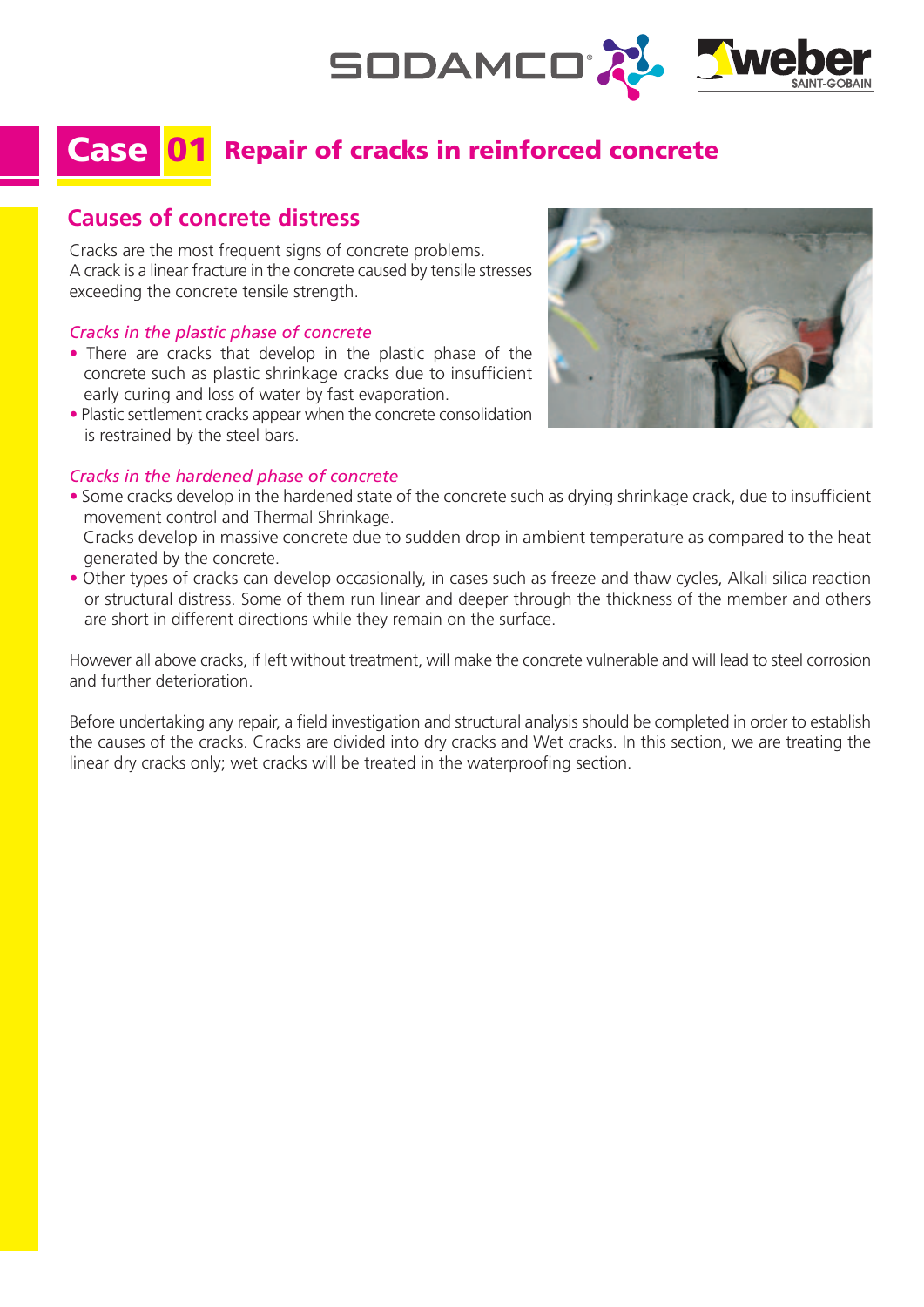# Case 01 Repair of cracks in reinforced concrete

## Causes of concrete distress

Cracks are the most frequent signs of concrete problems.
A crack is a linear fracture in the concrete caused by tensile stresses exceeding the concrete tensile strength.

### *Cracks in the plastic phase of concrete*

- There are cracks that develop in the plastic phase of the concrete such as plastic shrinkage cracks due to insufficient early curing and loss of water by fast evaporation.
- Plastic settlement cracks appear when the concrete consolidation is restrained by the steel bars.

### *Cracks in the hardened phase of concrete*

- Some cracks develop in the hardened state of the concrete such as drying shrinkage crack, due to insufficient movement control and Thermal Shrinkage.
  Cracks develop in massive concrete due to sudden drop in ambient temperature as compared to the heat generated by the concrete.
- Other types of cracks can develop occasionally, in cases such as freeze and thaw cycles, Alkali silica reaction or structural distress. Some of them run linear and deeper through the thickness of the member and others are short in different directions while they remain on the surface.

However all above cracks, if left without treatment, will make the concrete vulnerable and will lead to steel corrosion and further deterioration.

Before undertaking any repair, a field investigation and structural analysis should be completed in order to establish the causes of the cracks. Cracks are divided into dry cracks and Wet cracks. In this section, we are treating the linear dry cracks only; wet cracks will be treated in the waterproofing section.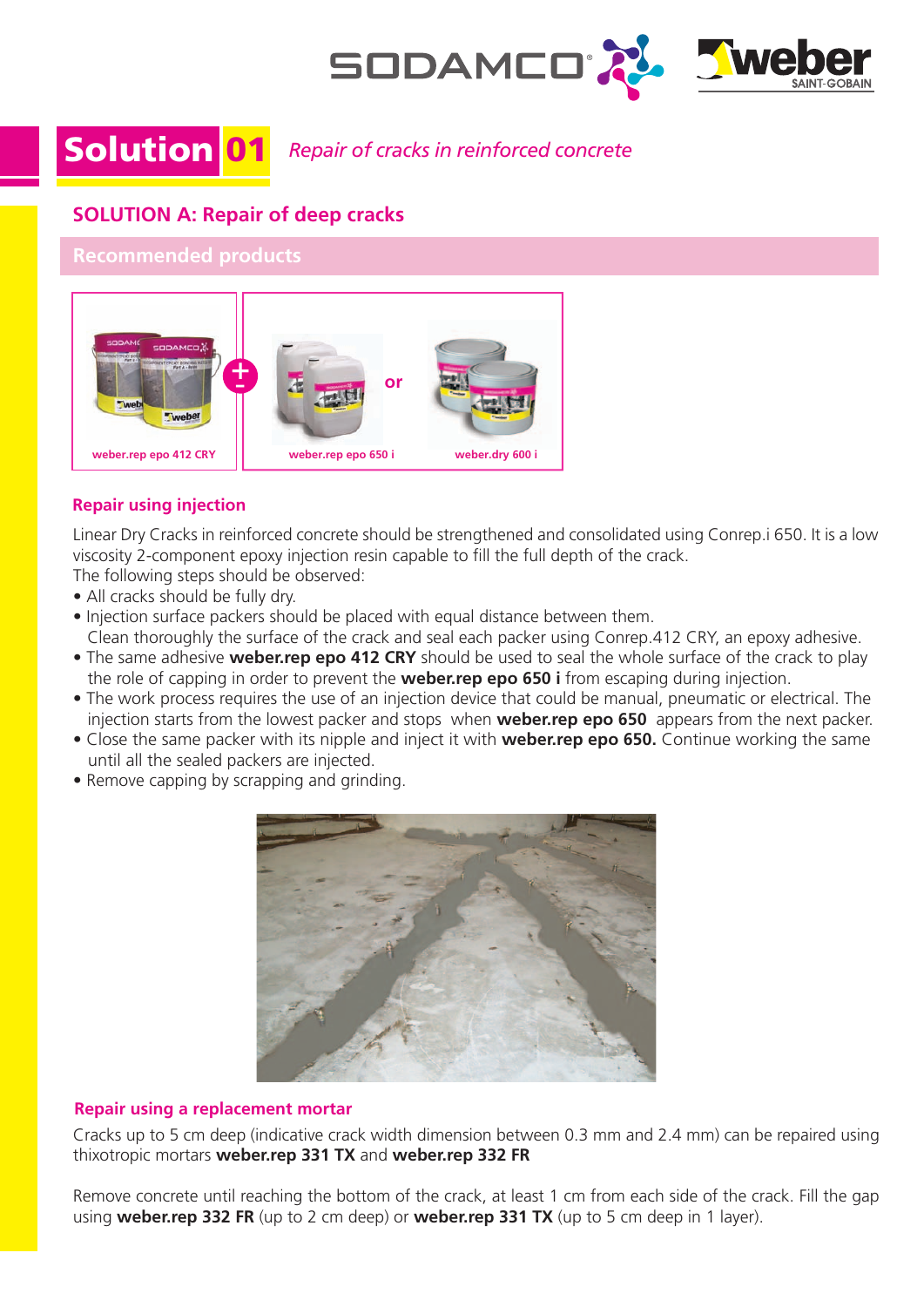# Solution 01 *Repair of cracks in reinforced concrete*

## SOLUTION A: Repair of deep cracks

### Recommended products

weber.rep epo 412 CRY + weber.rep epo 650 i or weber.dry 600 i

### Repair using injection

Linear Dry Cracks in reinforced concrete should be strengthened and consolidated using Conrep.i 650. It is a low viscosity 2-component epoxy injection resin capable to fill the full depth of the crack.

The following steps should be observed:

- All cracks should be fully dry.
- Injection surface packers should be placed with equal distance between them.
  Clean thoroughly the surface of the crack and seal each packer using Conrep.412 CRY, an epoxy adhesive.
- The same adhesive **weber.rep epo 412 CRY** should be used to seal the whole surface of the crack to play the role of capping in order to prevent the **weber.rep epo 650 i** from escaping during injection.
- The work process requires the use of an injection device that could be manual, pneumatic or electrical. The injection starts from the lowest packer and stops when **weber.rep epo 650** appears from the next packer.
- Close the same packer with its nipple and inject it with **weber.rep epo 650.** Continue working the same until all the sealed packers are injected.
- Remove capping by scrapping and grinding.

### Repair using a replacement mortar

Cracks up to 5 cm deep (indicative crack width dimension between 0.3 mm and 2.4 mm) can be repaired using thixotropic mortars **weber.rep 331 TX** and **weber.rep 332 FR**

Remove concrete until reaching the bottom of the crack, at least 1 cm from each side of the crack. Fill the gap using **weber.rep 332 FR** (up to 2 cm deep) or **weber.rep 331 TX** (up to 5 cm deep in 1 layer).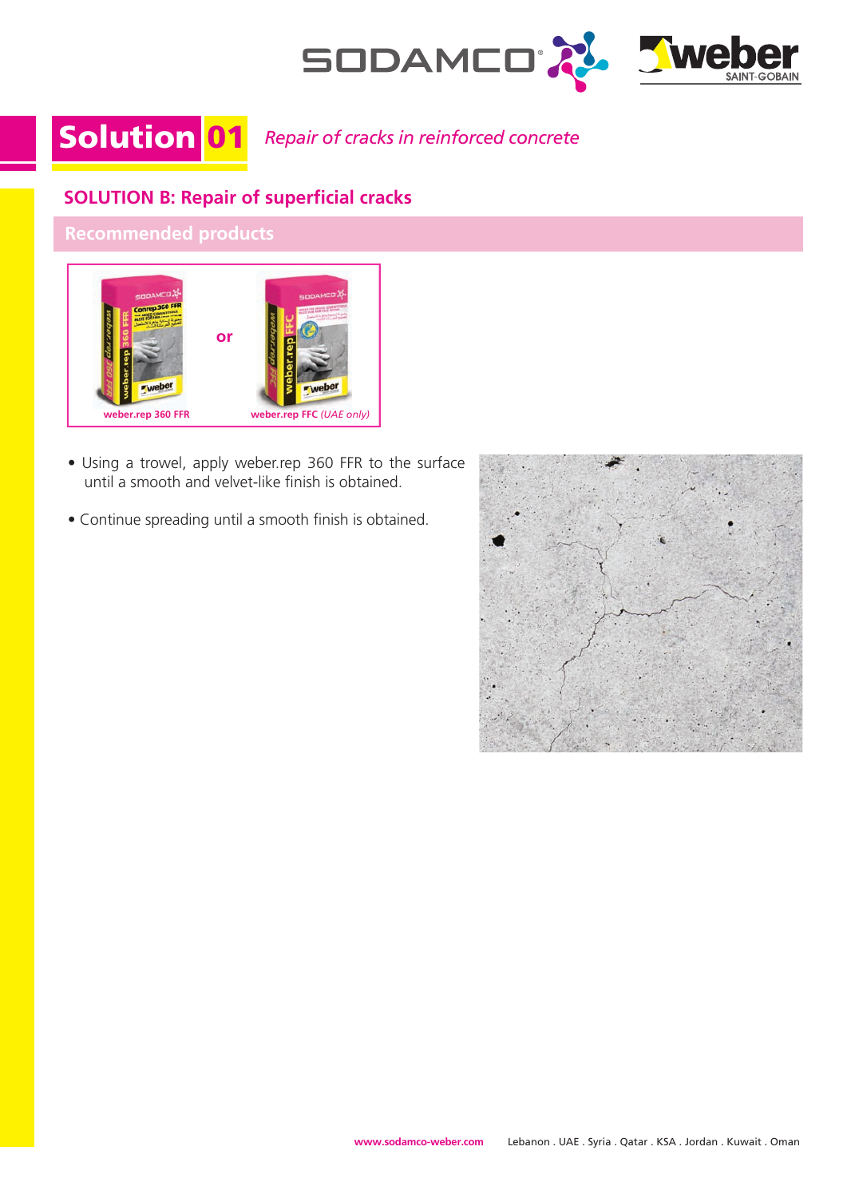# Solution 01 *Repair of cracks in reinforced concrete*

## SOLUTION B: Repair of superficial cracks

### Recommended products

weber.rep 360 FFR **or** weber.rep FFC *(UAE only)*

- Using a trowel, apply weber.rep 360 FFR to the surface until a smooth and velvet-like finish is obtained.
- Continue spreading until a smooth finish is obtained.

www.sodamco-weber.com Lebanon . UAE . Syria . Qatar . KSA . Jordan . Kuwait . Oman